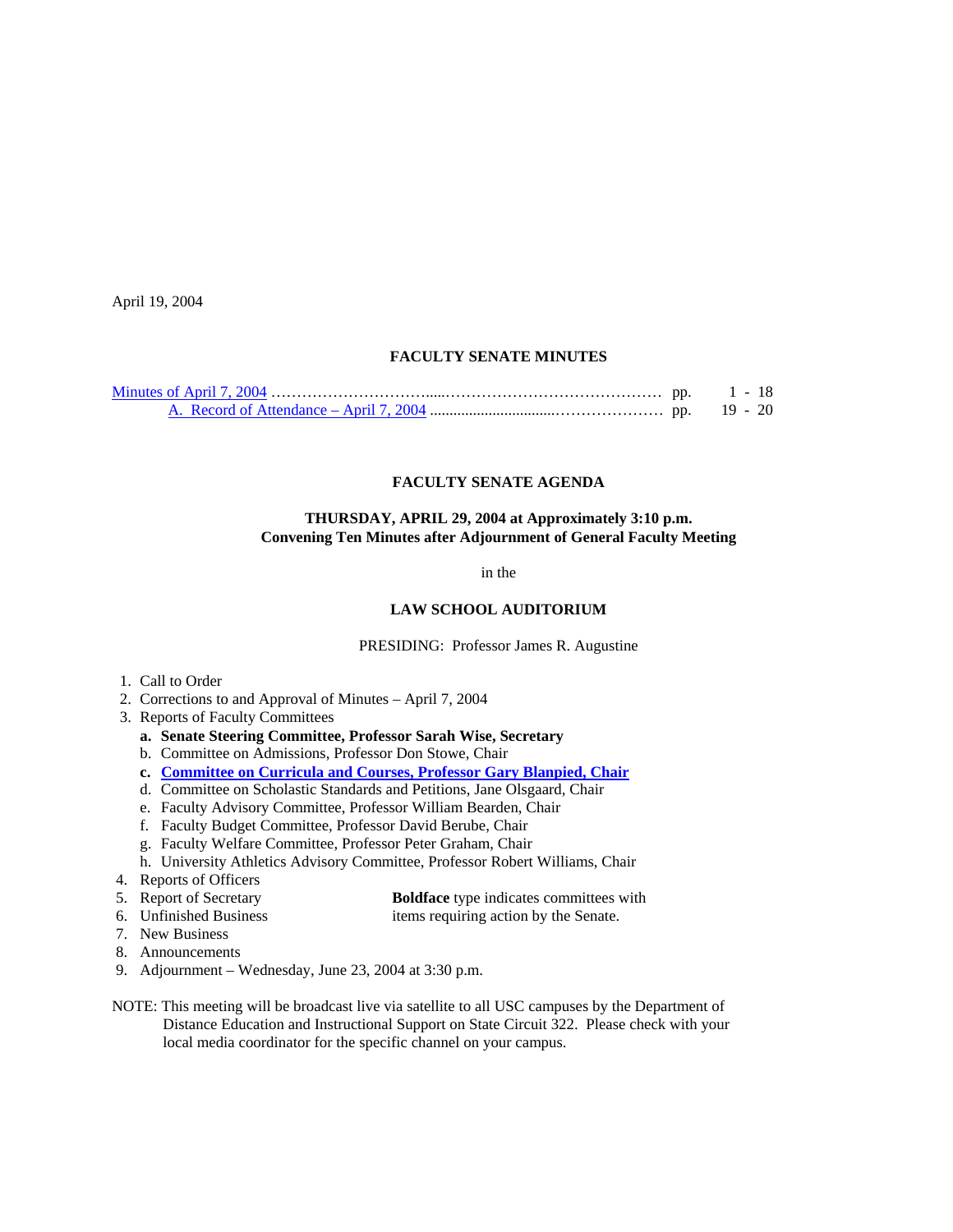April 19, 2004

## FACULTY SENATE MINUTES

| | | |
|---|---|---|
| Minutes of April 7, 2004 | pp. | 1 - 18 |
| A. Record of Attendance – April 7, 2004 | pp. | 19 - 20 |

## FACULTY SENATE AGENDA

**THURSDAY, APRIL 29, 2004 at Approximately 3:10 p.m.**
**Convening Ten Minutes after Adjournment of General Faculty Meeting**

in the

**LAW SCHOOL AUDITORIUM**

PRESIDING: Professor James R. Augustine

1. Call to Order
2. Corrections to and Approval of Minutes – April 7, 2004
3. Reports of Faculty Committees
   - **a. Senate Steering Committee, Professor Sarah Wise, Secretary**
   - b. Committee on Admissions, Professor Don Stowe, Chair
   - **c. Committee on Curricula and Courses, Professor Gary Blanpied, Chair**
   - d. Committee on Scholastic Standards and Petitions, Jane Olsgaard, Chair
   - e. Faculty Advisory Committee, Professor William Bearden, Chair
   - f. Faculty Budget Committee, Professor David Berube, Chair
   - g. Faculty Welfare Committee, Professor Peter Graham, Chair
   - h. University Athletics Advisory Committee, Professor Robert Williams, Chair
4. Reports of Officers
5. Report of Secretary
6. Unfinished Business
7. New Business
8. Announcements
9. Adjournment – Wednesday, June 23, 2004 at 3:30 p.m.

**Boldface** type indicates committees with items requiring action by the Senate.

NOTE: This meeting will be broadcast live via satellite to all USC campuses by the Department of Distance Education and Instructional Support on State Circuit 322. Please check with your local media coordinator for the specific channel on your campus.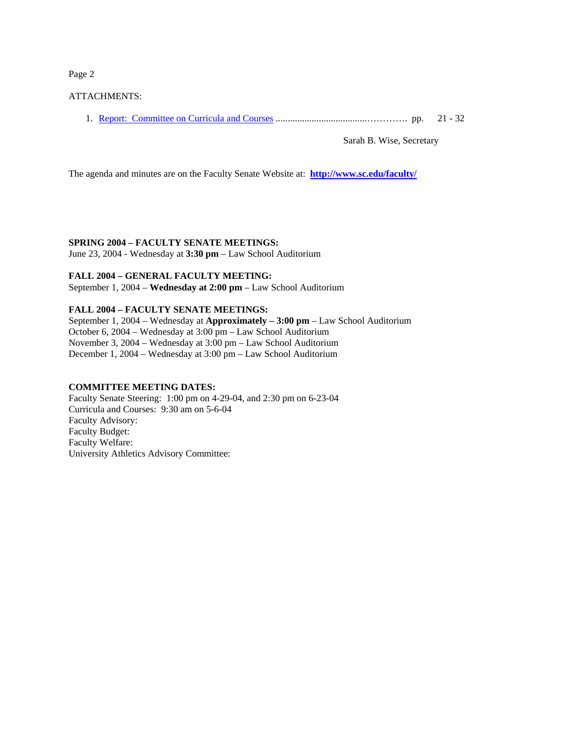ATTACHMENTS:

1. Report: Committee on Curricula and Courses ..................................………… pp. 21 - 32

Sarah B. Wise, Secretary

The agenda and minutes are on the Faculty Senate Website at: **http://www.sc.edu/faculty/**

**SPRING 2004 – FACULTY SENATE MEETINGS:**
June 23, 2004 - Wednesday at **3:30 pm** – Law School Auditorium

**FALL 2004 – GENERAL FACULTY MEETING:**
September 1, 2004 – **Wednesday at 2:00 pm** – Law School Auditorium

**FALL 2004 – FACULTY SENATE MEETINGS:**
September 1, 2004 – Wednesday at **Approximately – 3:00 pm** – Law School Auditorium
October 6, 2004 – Wednesday at 3:00 pm – Law School Auditorium
November 3, 2004 – Wednesday at 3:00 pm – Law School Auditorium
December 1, 2004 – Wednesday at 3:00 pm – Law School Auditorium

**COMMITTEE MEETING DATES:**
Faculty Senate Steering: 1:00 pm on 4-29-04, and 2:30 pm on 6-23-04
Curricula and Courses: 9:30 am on 5-6-04
Faculty Advisory:
Faculty Budget:
Faculty Welfare:
University Athletics Advisory Committee: